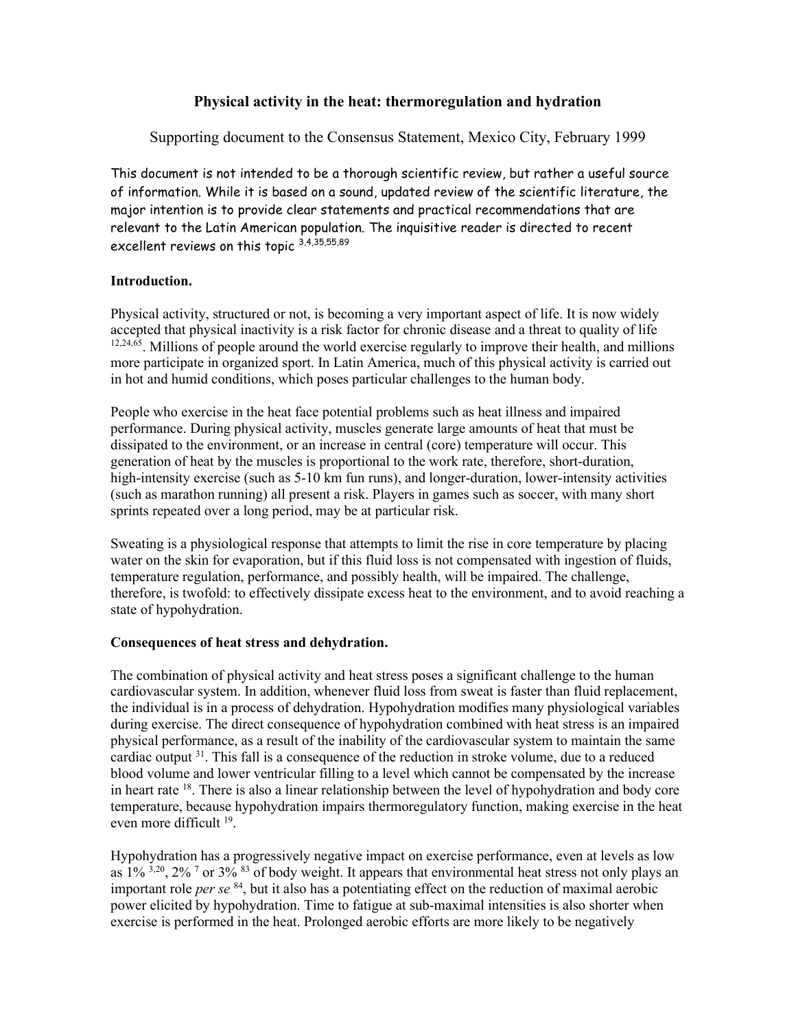# Physical activity in the heat: thermoregulation and hydration

Supporting document to the Consensus Statement, Mexico City, February 1999

This document is not intended to be a thorough scientific review, but rather a useful source of information. While it is based on a sound, updated review of the scientific literature, the major intention is to provide clear statements and practical recommendations that are relevant to the Latin American population. The inquisitive reader is directed to recent excellent reviews on this topic [3,4,35,55,89]

## Introduction.

Physical activity, structured or not, is becoming a very important aspect of life. It is now widely accepted that physical inactivity is a risk factor for chronic disease and a threat to quality of life [12,24,65]. Millions of people around the world exercise regularly to improve their health, and millions more participate in organized sport. In Latin America, much of this physical activity is carried out in hot and humid conditions, which poses particular challenges to the human body.

People who exercise in the heat face potential problems such as heat illness and impaired performance. During physical activity, muscles generate large amounts of heat that must be dissipated to the environment, or an increase in central (core) temperature will occur. This generation of heat by the muscles is proportional to the work rate, therefore, short-duration, high-intensity exercise (such as 5-10 km fun runs), and longer-duration, lower-intensity activities (such as marathon running) all present a risk. Players in games such as soccer, with many short sprints repeated over a long period, may be at particular risk.

Sweating is a physiological response that attempts to limit the rise in core temperature by placing water on the skin for evaporation, but if this fluid loss is not compensated with ingestion of fluids, temperature regulation, performance, and possibly health, will be impaired. The challenge, therefore, is twofold: to effectively dissipate excess heat to the environment, and to avoid reaching a state of hypohydration.

## Consequences of heat stress and dehydration.

The combination of physical activity and heat stress poses a significant challenge to the human cardiovascular system. In addition, whenever fluid loss from sweat is faster than fluid replacement, the individual is in a process of dehydration. Hypohydration modifies many physiological variables during exercise. The direct consequence of hypohydration combined with heat stress is an impaired physical performance, as a result of the inability of the cardiovascular system to maintain the same cardiac output [31]. This fall is a consequence of the reduction in stroke volume, due to a reduced blood volume and lower ventricular filling to a level which cannot be compensated by the increase in heart rate [18]. There is also a linear relationship between the level of hypohydration and body core temperature, because hypohydration impairs thermoregulatory function, making exercise in the heat even more difficult [19].

Hypohydration has a progressively negative impact on exercise performance, even at levels as low as 1% [3,20], 2% [7] or 3% [83] of body weight. It appears that environmental heat stress not only plays an important role *per se* [84], but it also has a potentiating effect on the reduction of maximal aerobic power elicited by hypohydration. Time to fatigue at sub-maximal intensities is also shorter when exercise is performed in the heat. Prolonged aerobic efforts are more likely to be negatively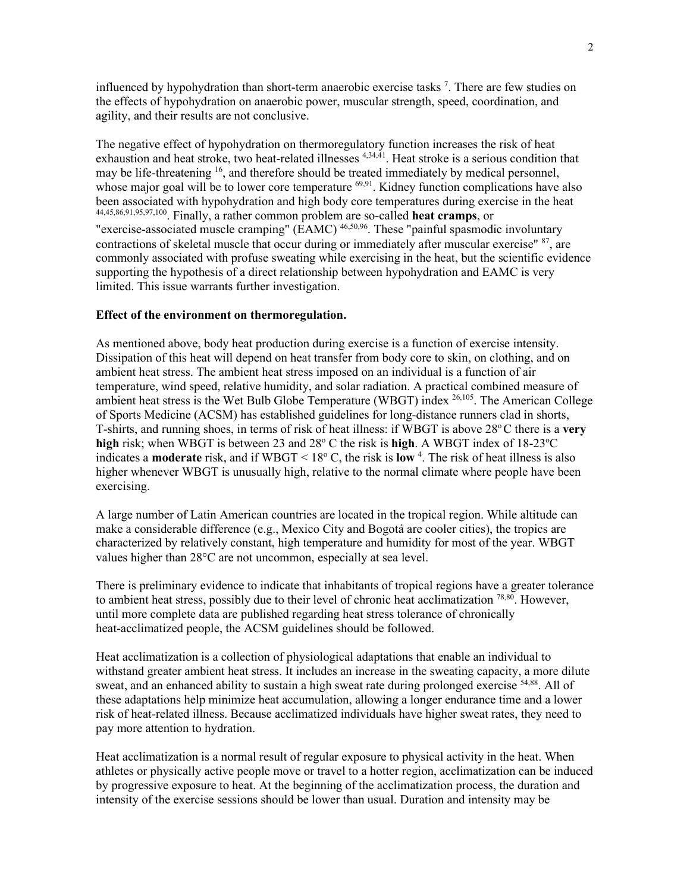influenced by hypohydration than short-term anaerobic exercise tasks [7]. There are few studies on the effects of hypohydration on anaerobic power, muscular strength, speed, coordination, and agility, and their results are not conclusive.

The negative effect of hypohydration on thermoregulatory function increases the risk of heat exhaustion and heat stroke, two heat-related illnesses [4,34,41]. Heat stroke is a serious condition that may be life-threatening [16], and therefore should be treated immediately by medical personnel, whose major goal will be to lower core temperature [69,91]. Kidney function complications have also been associated with hypohydration and high body core temperatures during exercise in the heat [44,45,86,91,95,97,100]. Finally, a rather common problem are so-called **heat cramps**, or "exercise-associated muscle cramping" (EAMC) [46,50,96]. These "painful spasmodic involuntary contractions of skeletal muscle that occur during or immediately after muscular exercise" [87], are commonly associated with profuse sweating while exercising in the heat, but the scientific evidence supporting the hypothesis of a direct relationship between hypohydration and EAMC is very limited. This issue warrants further investigation.

**Effect of the environment on thermoregulation.**

As mentioned above, body heat production during exercise is a function of exercise intensity. Dissipation of this heat will depend on heat transfer from body core to skin, on clothing, and on ambient heat stress. The ambient heat stress imposed on an individual is a function of air temperature, wind speed, relative humidity, and solar radiation. A practical combined measure of ambient heat stress is the Wet Bulb Globe Temperature (WBGT) index [26,105]. The American College of Sports Medicine (ACSM) has established guidelines for long-distance runners clad in shorts, T-shirts, and running shoes, in terms of risk of heat illness: if WBGT is above 28ºC there is a **very high** risk; when WBGT is between 23 and 28º C the risk is **high**. A WBGT index of 18-23ºC indicates a **moderate** risk, and if WBGT < 18º C, the risk is **low** [4]. The risk of heat illness is also higher whenever WBGT is unusually high, relative to the normal climate where people have been exercising.

A large number of Latin American countries are located in the tropical region. While altitude can make a considerable difference (e.g., Mexico City and Bogotá are cooler cities), the tropics are characterized by relatively constant, high temperature and humidity for most of the year. WBGT values higher than 28°C are not uncommon, especially at sea level.

There is preliminary evidence to indicate that inhabitants of tropical regions have a greater tolerance to ambient heat stress, possibly due to their level of chronic heat acclimatization [78,80]. However, until more complete data are published regarding heat stress tolerance of chronically heat-acclimatized people, the ACSM guidelines should be followed.

Heat acclimatization is a collection of physiological adaptations that enable an individual to withstand greater ambient heat stress. It includes an increase in the sweating capacity, a more dilute sweat, and an enhanced ability to sustain a high sweat rate during prolonged exercise [54,88]. All of these adaptations help minimize heat accumulation, allowing a longer endurance time and a lower risk of heat-related illness. Because acclimatized individuals have higher sweat rates, they need to pay more attention to hydration.

Heat acclimatization is a normal result of regular exposure to physical activity in the heat. When athletes or physically active people move or travel to a hotter region, acclimatization can be induced by progressive exposure to heat. At the beginning of the acclimatization process, the duration and intensity of the exercise sessions should be lower than usual. Duration and intensity may be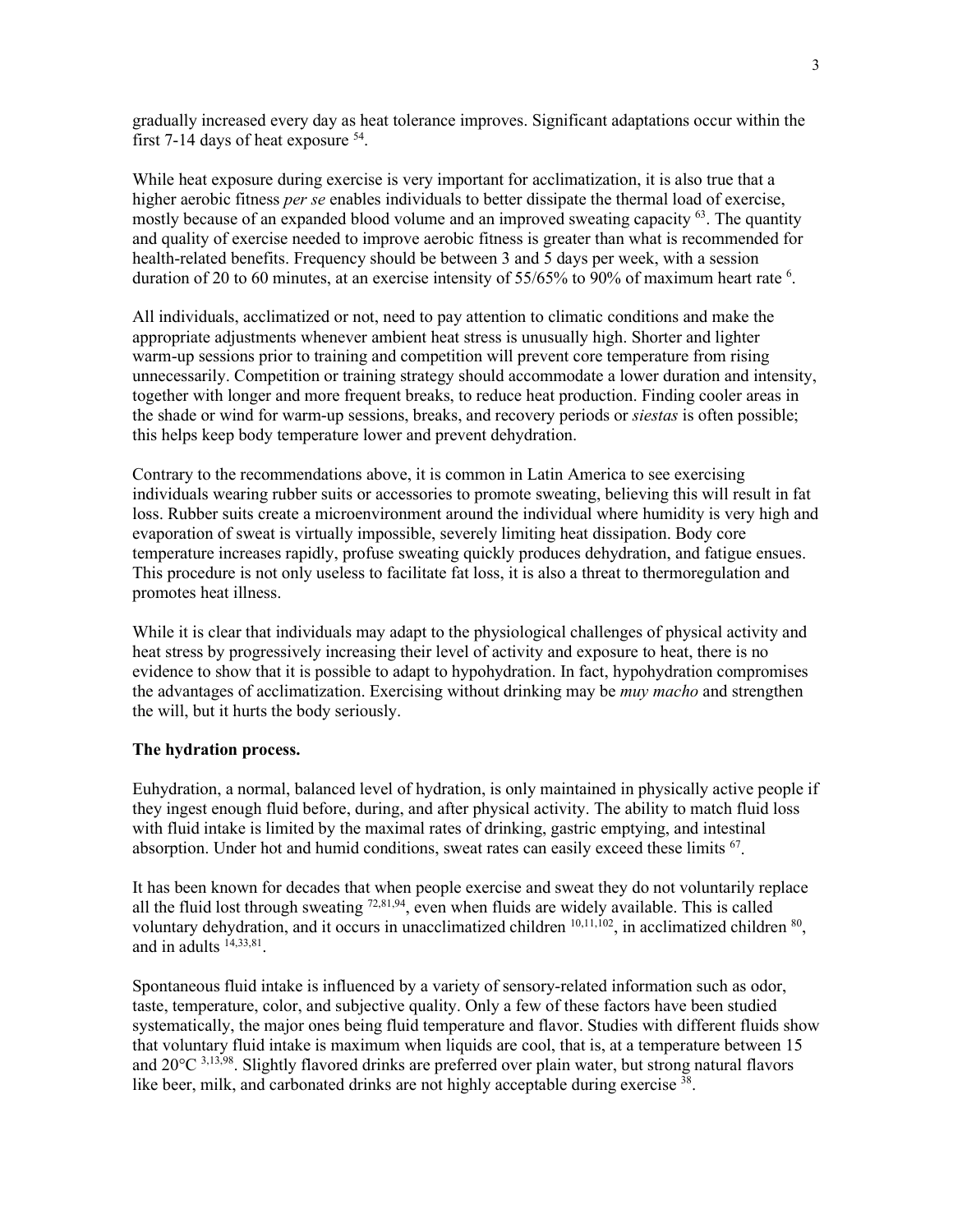gradually increased every day as heat tolerance improves. Significant adaptations occur within the first 7-14 days of heat exposure [54].

While heat exposure during exercise is very important for acclimatization, it is also true that a higher aerobic fitness *per se* enables individuals to better dissipate the thermal load of exercise, mostly because of an expanded blood volume and an improved sweating capacity [63]. The quantity and quality of exercise needed to improve aerobic fitness is greater than what is recommended for health-related benefits. Frequency should be between 3 and 5 days per week, with a session duration of 20 to 60 minutes, at an exercise intensity of 55/65% to 90% of maximum heart rate [6].

All individuals, acclimatized or not, need to pay attention to climatic conditions and make the appropriate adjustments whenever ambient heat stress is unusually high. Shorter and lighter warm-up sessions prior to training and competition will prevent core temperature from rising unnecessarily. Competition or training strategy should accommodate a lower duration and intensity, together with longer and more frequent breaks, to reduce heat production. Finding cooler areas in the shade or wind for warm-up sessions, breaks, and recovery periods or *siestas* is often possible; this helps keep body temperature lower and prevent dehydration.

Contrary to the recommendations above, it is common in Latin America to see exercising individuals wearing rubber suits or accessories to promote sweating, believing this will result in fat loss. Rubber suits create a microenvironment around the individual where humidity is very high and evaporation of sweat is virtually impossible, severely limiting heat dissipation. Body core temperature increases rapidly, profuse sweating quickly produces dehydration, and fatigue ensues. This procedure is not only useless to facilitate fat loss, it is also a threat to thermoregulation and promotes heat illness.

While it is clear that individuals may adapt to the physiological challenges of physical activity and heat stress by progressively increasing their level of activity and exposure to heat, there is no evidence to show that it is possible to adapt to hypohydration. In fact, hypohydration compromises the advantages of acclimatization. Exercising without drinking may be *muy macho* and strengthen the will, but it hurts the body seriously.

**The hydration process.**

Euhydration, a normal, balanced level of hydration, is only maintained in physically active people if they ingest enough fluid before, during, and after physical activity. The ability to match fluid loss with fluid intake is limited by the maximal rates of drinking, gastric emptying, and intestinal absorption. Under hot and humid conditions, sweat rates can easily exceed these limits [67].

It has been known for decades that when people exercise and sweat they do not voluntarily replace all the fluid lost through sweating [72,81,94], even when fluids are widely available. This is called voluntary dehydration, and it occurs in unacclimatized children [10,11,102], in acclimatized children [80], and in adults [14,33,81].

Spontaneous fluid intake is influenced by a variety of sensory-related information such as odor, taste, temperature, color, and subjective quality. Only a few of these factors have been studied systematically, the major ones being fluid temperature and flavor. Studies with different fluids show that voluntary fluid intake is maximum when liquids are cool, that is, at a temperature between 15 and 20°C [3,13,98]. Slightly flavored drinks are preferred over plain water, but strong natural flavors like beer, milk, and carbonated drinks are not highly acceptable during exercise [38].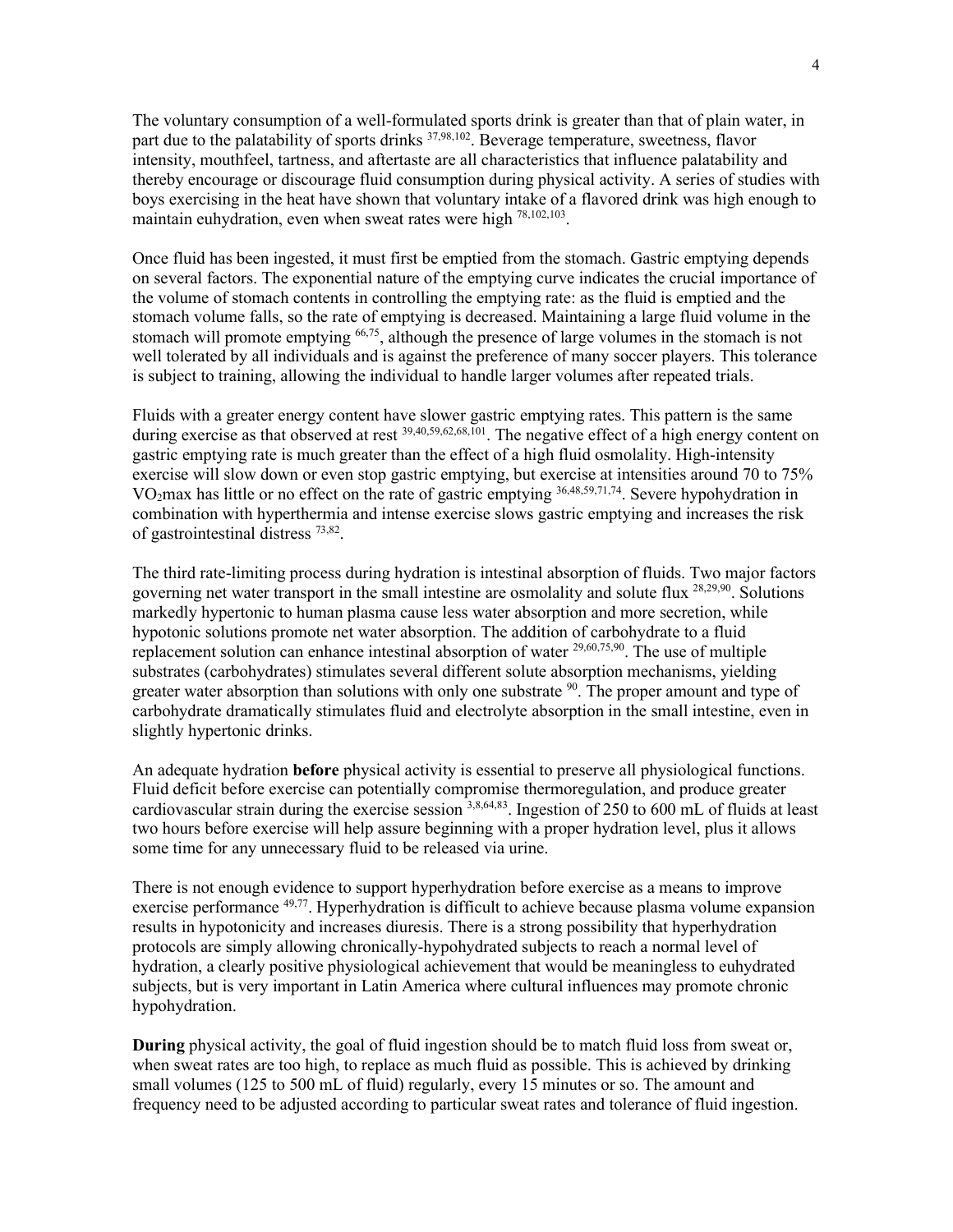The voluntary consumption of a well-formulated sports drink is greater than that of plain water, in part due to the palatability of sports drinks [37,98,102]. Beverage temperature, sweetness, flavor intensity, mouthfeel, tartness, and aftertaste are all characteristics that influence palatability and thereby encourage or discourage fluid consumption during physical activity. A series of studies with boys exercising in the heat have shown that voluntary intake of a flavored drink was high enough to maintain euhydration, even when sweat rates were high [78,102,103].

Once fluid has been ingested, it must first be emptied from the stomach. Gastric emptying depends on several factors. The exponential nature of the emptying curve indicates the crucial importance of the volume of stomach contents in controlling the emptying rate: as the fluid is emptied and the stomach volume falls, so the rate of emptying is decreased. Maintaining a large fluid volume in the stomach will promote emptying [66,75], although the presence of large volumes in the stomach is not well tolerated by all individuals and is against the preference of many soccer players. This tolerance is subject to training, allowing the individual to handle larger volumes after repeated trials.

Fluids with a greater energy content have slower gastric emptying rates. This pattern is the same during exercise as that observed at rest [39,40,59,62,68,101]. The negative effect of a high energy content on gastric emptying rate is much greater than the effect of a high fluid osmolality. High-intensity exercise will slow down or even stop gastric emptying, but exercise at intensities around 70 to 75% $VO_2$max has little or no effect on the rate of gastric emptying [36,48,59,71,74]. Severe hypohydration in combination with hyperthermia and intense exercise slows gastric emptying and increases the risk of gastrointestinal distress [73,82].

The third rate-limiting process during hydration is intestinal absorption of fluids. Two major factors governing net water transport in the small intestine are osmolality and solute flux [28,29,90]. Solutions markedly hypertonic to human plasma cause less water absorption and more secretion, while hypotonic solutions promote net water absorption. The addition of carbohydrate to a fluid replacement solution can enhance intestinal absorption of water [29,60,75,90]. The use of multiple substrates (carbohydrates) stimulates several different solute absorption mechanisms, yielding greater water absorption than solutions with only one substrate [90]. The proper amount and type of carbohydrate dramatically stimulates fluid and electrolyte absorption in the small intestine, even in slightly hypertonic drinks.

An adequate hydration **before** physical activity is essential to preserve all physiological functions. Fluid deficit before exercise can potentially compromise thermoregulation, and produce greater cardiovascular strain during the exercise session [3,8,64,83]. Ingestion of 250 to 600 mL of fluids at least two hours before exercise will help assure beginning with a proper hydration level, plus it allows some time for any unnecessary fluid to be released via urine.

There is not enough evidence to support hyperhydration before exercise as a means to improve exercise performance [49,77]. Hyperhydration is difficult to achieve because plasma volume expansion results in hypotonicity and increases diuresis. There is a strong possibility that hyperhydration protocols are simply allowing chronically-hypohydrated subjects to reach a normal level of hydration, a clearly positive physiological achievement that would be meaningless to euhydrated subjects, but is very important in Latin America where cultural influences may promote chronic hypohydration.

**During** physical activity, the goal of fluid ingestion should be to match fluid loss from sweat or, when sweat rates are too high, to replace as much fluid as possible. This is achieved by drinking small volumes (125 to 500 mL of fluid) regularly, every 15 minutes or so. The amount and frequency need to be adjusted according to particular sweat rates and tolerance of fluid ingestion.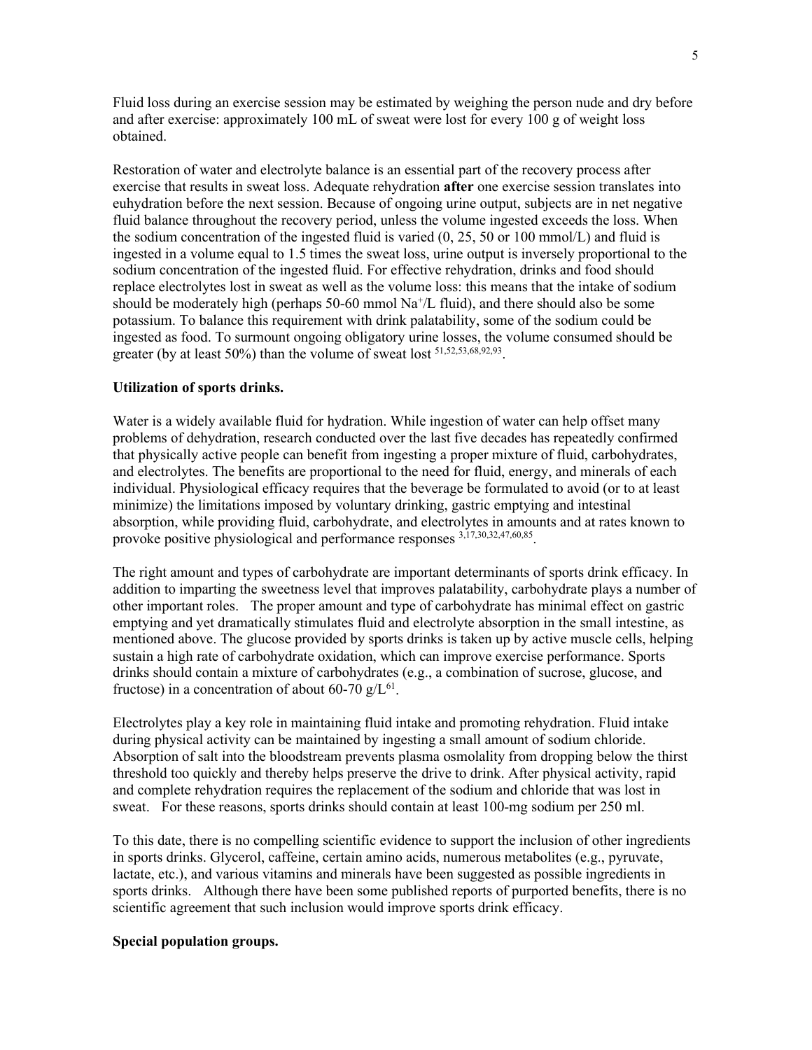Fluid loss during an exercise session may be estimated by weighing the person nude and dry before and after exercise: approximately 100 mL of sweat were lost for every 100 g of weight loss obtained.

Restoration of water and electrolyte balance is an essential part of the recovery process after exercise that results in sweat loss. Adequate rehydration **after** one exercise session translates into euhydration before the next session. Because of ongoing urine output, subjects are in net negative fluid balance throughout the recovery period, unless the volume ingested exceeds the loss. When the sodium concentration of the ingested fluid is varied (0, 25, 50 or 100 mmol/L) and fluid is ingested in a volume equal to 1.5 times the sweat loss, urine output is inversely proportional to the sodium concentration of the ingested fluid. For effective rehydration, drinks and food should replace electrolytes lost in sweat as well as the volume loss: this means that the intake of sodium should be moderately high (perhaps 50-60 mmol $Na^+$/L fluid), and there should also be some potassium. To balance this requirement with drink palatability, some of the sodium could be ingested as food. To surmount ongoing obligatory urine losses, the volume consumed should be greater (by at least 50%) than the volume of sweat lost [51,52,53,68,92,93].

**Utilization of sports drinks.**

Water is a widely available fluid for hydration. While ingestion of water can help offset many problems of dehydration, research conducted over the last five decades has repeatedly confirmed that physically active people can benefit from ingesting a proper mixture of fluid, carbohydrates, and electrolytes. The benefits are proportional to the need for fluid, energy, and minerals of each individual. Physiological efficacy requires that the beverage be formulated to avoid (or to at least minimize) the limitations imposed by voluntary drinking, gastric emptying and intestinal absorption, while providing fluid, carbohydrate, and electrolytes in amounts and at rates known to provoke positive physiological and performance responses [3,17,30,32,47,60,85].

The right amount and types of carbohydrate are important determinants of sports drink efficacy. In addition to imparting the sweetness level that improves palatability, carbohydrate plays a number of other important roles. The proper amount and type of carbohydrate has minimal effect on gastric emptying and yet dramatically stimulates fluid and electrolyte absorption in the small intestine, as mentioned above. The glucose provided by sports drinks is taken up by active muscle cells, helping sustain a high rate of carbohydrate oxidation, which can improve exercise performance. Sports drinks should contain a mixture of carbohydrates (e.g., a combination of sucrose, glucose, and fructose) in a concentration of about 60-70 g/L[61].

Electrolytes play a key role in maintaining fluid intake and promoting rehydration. Fluid intake during physical activity can be maintained by ingesting a small amount of sodium chloride. Absorption of salt into the bloodstream prevents plasma osmolality from dropping below the thirst threshold too quickly and thereby helps preserve the drive to drink. After physical activity, rapid and complete rehydration requires the replacement of the sodium and chloride that was lost in sweat. For these reasons, sports drinks should contain at least 100-mg sodium per 250 ml.

To this date, there is no compelling scientific evidence to support the inclusion of other ingredients in sports drinks. Glycerol, caffeine, certain amino acids, numerous metabolites (e.g., pyruvate, lactate, etc.), and various vitamins and minerals have been suggested as possible ingredients in sports drinks. Although there have been some published reports of purported benefits, there is no scientific agreement that such inclusion would improve sports drink efficacy.

**Special population groups.**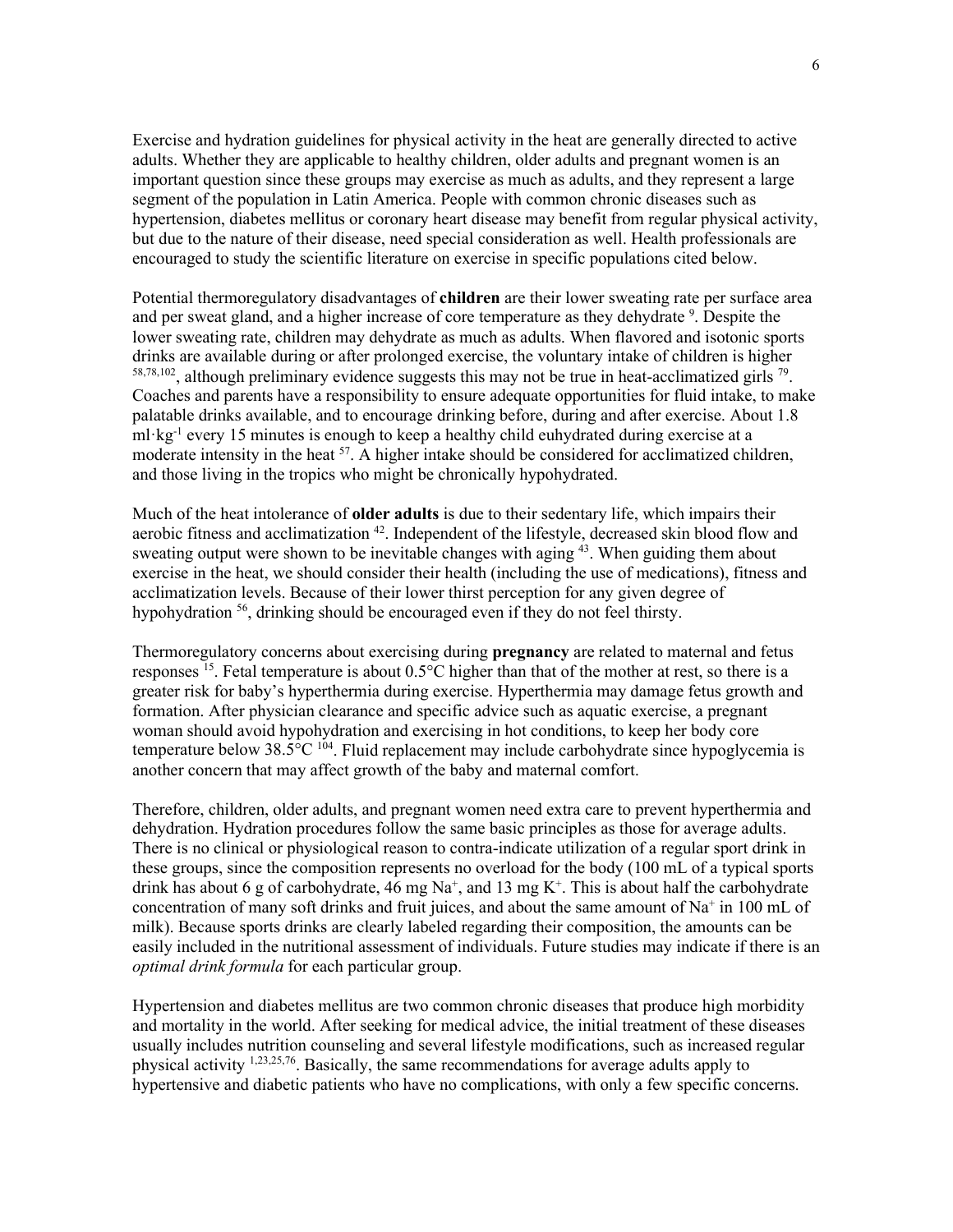Exercise and hydration guidelines for physical activity in the heat are generally directed to active adults. Whether they are applicable to healthy children, older adults and pregnant women is an important question since these groups may exercise as much as adults, and they represent a large segment of the population in Latin America. People with common chronic diseases such as hypertension, diabetes mellitus or coronary heart disease may benefit from regular physical activity, but due to the nature of their disease, need special consideration as well. Health professionals are encouraged to study the scientific literature on exercise in specific populations cited below.

Potential thermoregulatory disadvantages of **children** are their lower sweating rate per surface area and per sweat gland, and a higher increase of core temperature as they dehydrate [9]. Despite the lower sweating rate, children may dehydrate as much as adults. When flavored and isotonic sports drinks are available during or after prolonged exercise, the voluntary intake of children is higher [58,78,102], although preliminary evidence suggests this may not be true in heat-acclimatized girls [79]. Coaches and parents have a responsibility to ensure adequate opportunities for fluid intake, to make palatable drinks available, and to encourage drinking before, during and after exercise. About 1.8 $ml \cdot kg^{-1}$ every 15 minutes is enough to keep a healthy child euhydrated during exercise at a moderate intensity in the heat [57]. A higher intake should be considered for acclimatized children, and those living in the tropics who might be chronically hypohydrated.

Much of the heat intolerance of **older adults** is due to their sedentary life, which impairs their aerobic fitness and acclimatization [42]. Independent of the lifestyle, decreased skin blood flow and sweating output were shown to be inevitable changes with aging [43]. When guiding them about exercise in the heat, we should consider their health (including the use of medications), fitness and acclimatization levels. Because of their lower thirst perception for any given degree of hypohydration [56], drinking should be encouraged even if they do not feel thirsty.

Thermoregulatory concerns about exercising during **pregnancy** are related to maternal and fetus responses [15]. Fetal temperature is about 0.5°C higher than that of the mother at rest, so there is a greater risk for baby's hyperthermia during exercise. Hyperthermia may damage fetus growth and formation. After physician clearance and specific advice such as aquatic exercise, a pregnant woman should avoid hypohydration and exercising in hot conditions, to keep her body core temperature below 38.5°C [104]. Fluid replacement may include carbohydrate since hypoglycemia is another concern that may affect growth of the baby and maternal comfort.

Therefore, children, older adults, and pregnant women need extra care to prevent hyperthermia and dehydration. Hydration procedures follow the same basic principles as those for average adults. There is no clinical or physiological reason to contra-indicate utilization of a regular sport drink in these groups, since the composition represents no overload for the body (100 mL of a typical sports drink has about 6 g of carbohydrate, 46 mg $Na^+$, and 13 mg $K^+$. This is about half the carbohydrate concentration of many soft drinks and fruit juices, and about the same amount of $Na^+$ in 100 mL of milk). Because sports drinks are clearly labeled regarding their composition, the amounts can be easily included in the nutritional assessment of individuals. Future studies may indicate if there is an *optimal drink formula* for each particular group.

Hypertension and diabetes mellitus are two common chronic diseases that produce high morbidity and mortality in the world. After seeking for medical advice, the initial treatment of these diseases usually includes nutrition counseling and several lifestyle modifications, such as increased regular physical activity [1,23,25,76]. Basically, the same recommendations for average adults apply to hypertensive and diabetic patients who have no complications, with only a few specific concerns.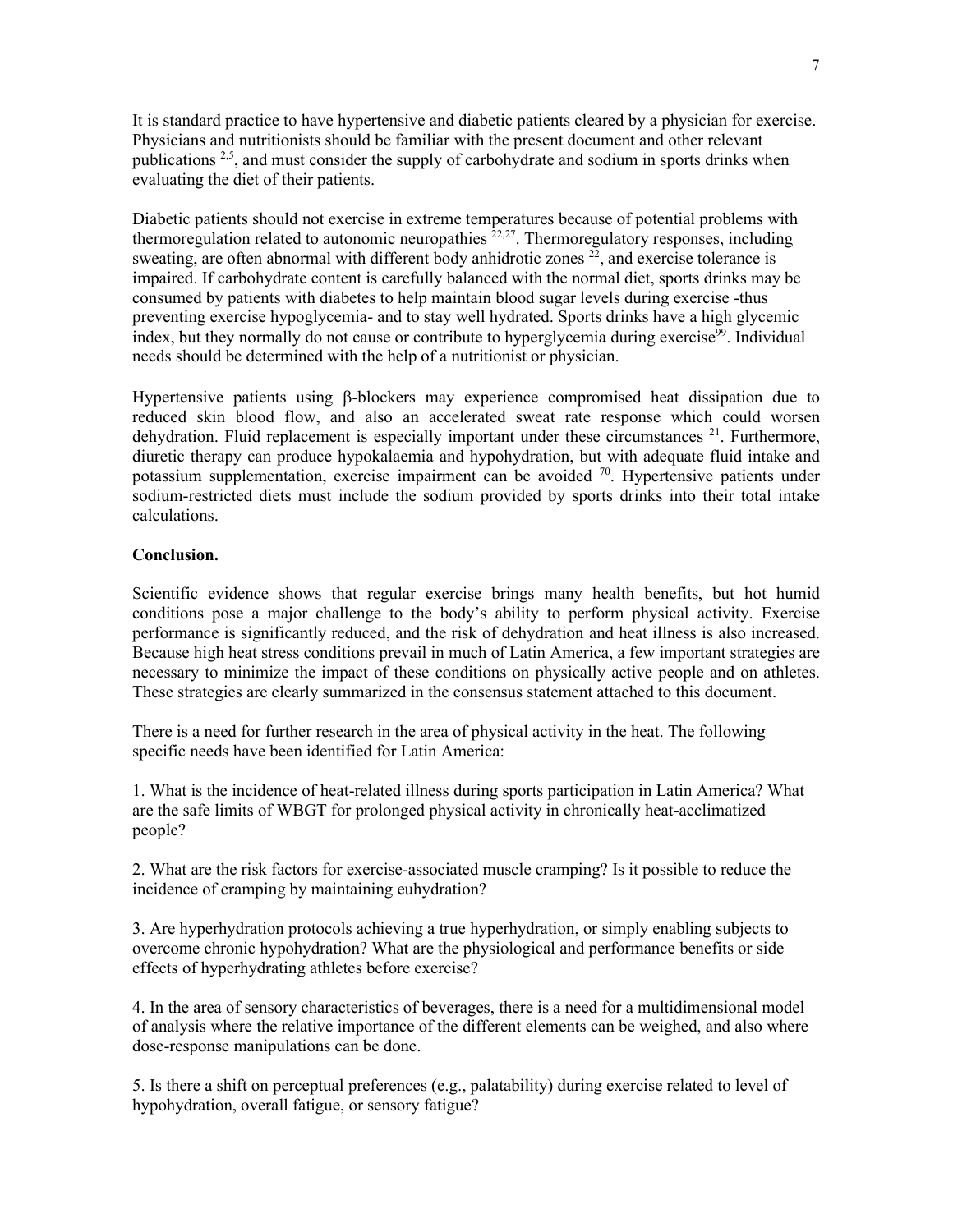It is standard practice to have hypertensive and diabetic patients cleared by a physician for exercise. Physicians and nutritionists should be familiar with the present document and other relevant publications [2,5], and must consider the supply of carbohydrate and sodium in sports drinks when evaluating the diet of their patients.

Diabetic patients should not exercise in extreme temperatures because of potential problems with thermoregulation related to autonomic neuropathies [22,27]. Thermoregulatory responses, including sweating, are often abnormal with different body anhidrotic zones [22], and exercise tolerance is impaired. If carbohydrate content is carefully balanced with the normal diet, sports drinks may be consumed by patients with diabetes to help maintain blood sugar levels during exercise -thus preventing exercise hypoglycemia- and to stay well hydrated. Sports drinks have a high glycemic index, but they normally do not cause or contribute to hyperglycemia during exercise[99]. Individual needs should be determined with the help of a nutritionist or physician.

Hypertensive patients using β-blockers may experience compromised heat dissipation due to reduced skin blood flow, and also an accelerated sweat rate response which could worsen dehydration. Fluid replacement is especially important under these circumstances [21]. Furthermore, diuretic therapy can produce hypokalaemia and hypohydration, but with adequate fluid intake and potassium supplementation, exercise impairment can be avoided [70]. Hypertensive patients under sodium-restricted diets must include the sodium provided by sports drinks into their total intake calculations.

**Conclusion.**

Scientific evidence shows that regular exercise brings many health benefits, but hot humid conditions pose a major challenge to the body's ability to perform physical activity. Exercise performance is significantly reduced, and the risk of dehydration and heat illness is also increased. Because high heat stress conditions prevail in much of Latin America, a few important strategies are necessary to minimize the impact of these conditions on physically active people and on athletes. These strategies are clearly summarized in the consensus statement attached to this document.

There is a need for further research in the area of physical activity in the heat. The following specific needs have been identified for Latin America:

1. What is the incidence of heat-related illness during sports participation in Latin America? What are the safe limits of WBGT for prolonged physical activity in chronically heat-acclimatized people?

2. What are the risk factors for exercise-associated muscle cramping? Is it possible to reduce the incidence of cramping by maintaining euhydration?

3. Are hyperhydration protocols achieving a true hyperhydration, or simply enabling subjects to overcome chronic hypohydration? What are the physiological and performance benefits or side effects of hyperhydrating athletes before exercise?

4. In the area of sensory characteristics of beverages, there is a need for a multidimensional model of analysis where the relative importance of the different elements can be weighed, and also where dose-response manipulations can be done.

5. Is there a shift on perceptual preferences (e.g., palatability) during exercise related to level of hypohydration, overall fatigue, or sensory fatigue?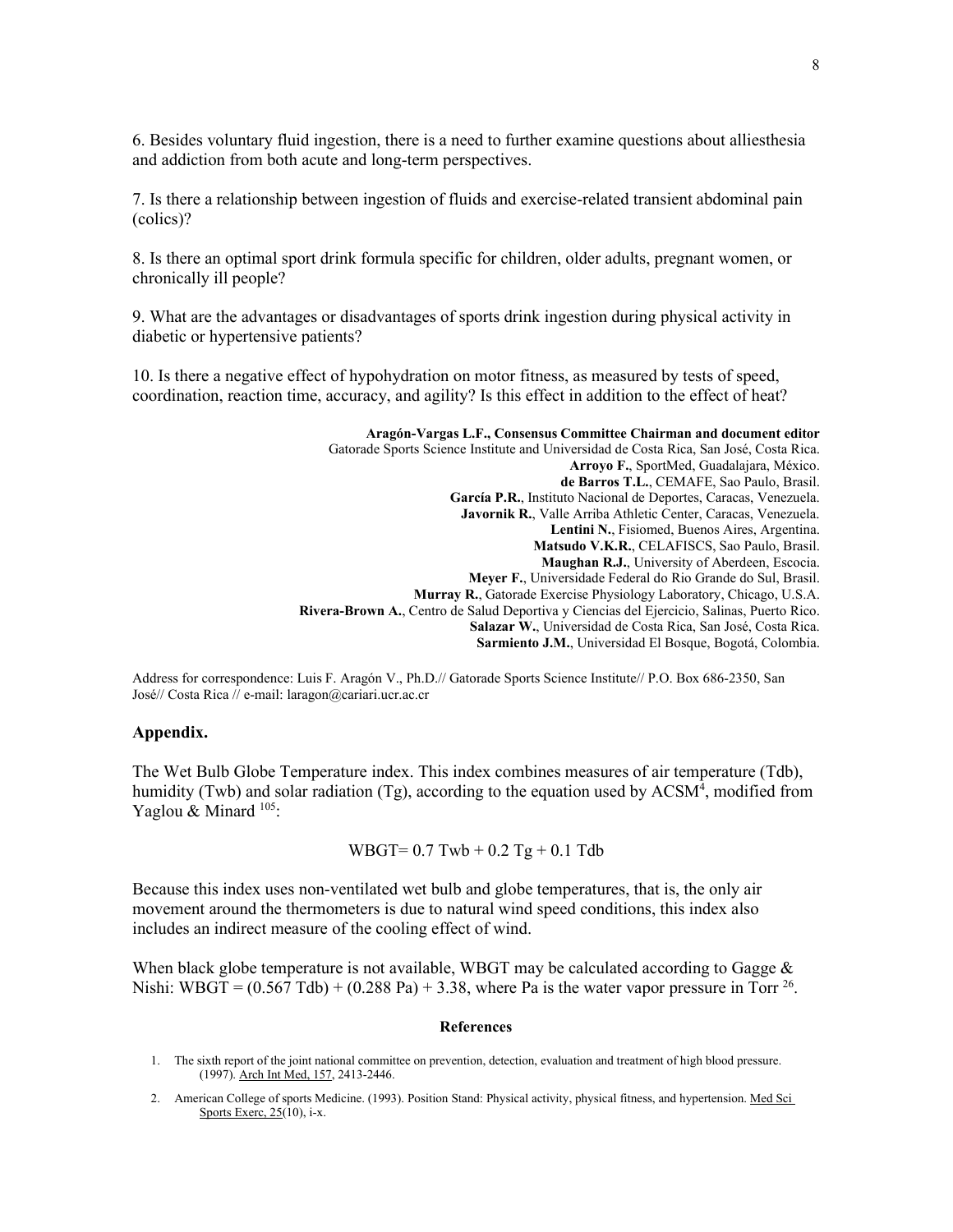6. Besides voluntary fluid ingestion, there is a need to further examine questions about alliesthesia and addiction from both acute and long-term perspectives.

7. Is there a relationship between ingestion of fluids and exercise-related transient abdominal pain (colics)?

8. Is there an optimal sport drink formula specific for children, older adults, pregnant women, or chronically ill people?

9. What are the advantages or disadvantages of sports drink ingestion during physical activity in diabetic or hypertensive patients?

10. Is there a negative effect of hypohydration on motor fitness, as measured by tests of speed, coordination, reaction time, accuracy, and agility? Is this effect in addition to the effect of heat?

**Aragón-Vargas L.F., Consensus Committee Chairman and document editor**
Gatorade Sports Science Institute and Universidad de Costa Rica, San José, Costa Rica.
**Arroyo F.**, SportMed, Guadalajara, México.
**de Barros T.L.**, CEMAFE, Sao Paulo, Brasil.
**García P.R.**, Instituto Nacional de Deportes, Caracas, Venezuela.
**Javornik R.**, Valle Arriba Athletic Center, Caracas, Venezuela.
**Lentini N.**, Fisiomed, Buenos Aires, Argentina.
**Matsudo V.K.R.**, CELAFISCS, Sao Paulo, Brasil.
**Maughan R.J.**, University of Aberdeen, Escocia.
**Meyer F.**, Universidade Federal do Rio Grande do Sul, Brasil.
**Murray R.**, Gatorade Exercise Physiology Laboratory, Chicago, U.S.A.
**Rivera-Brown A.**, Centro de Salud Deportiva y Ciencias del Ejercicio, Salinas, Puerto Rico.
**Salazar W.**, Universidad de Costa Rica, San José, Costa Rica.
**Sarmiento J.M.**, Universidad El Bosque, Bogotá, Colombia.

Address for correspondence: Luis F. Aragón V., Ph.D.// Gatorade Sports Science Institute// P.O. Box 686-2350, San José// Costa Rica // e-mail: laragon@cariari.ucr.ac.cr

## Appendix.

The Wet Bulb Globe Temperature index. This index combines measures of air temperature (Tdb), humidity (Twb) and solar radiation (Tg), according to the equation used by ACSM[4], modified from Yaglou & Minard [105]:

$$WBGT = 0.7\ Twb + 0.2\ Tg + 0.1\ Tdb$$

Because this index uses non-ventilated wet bulb and globe temperatures, that is, the only air movement around the thermometers is due to natural wind speed conditions, this index also includes an indirect measure of the cooling effect of wind.

When black globe temperature is not available, WBGT may be calculated according to Gagge & Nishi: $WBGT = (0.567\ Tdb) + (0.288\ Pa) + 3.38$, where Pa is the water vapor pressure in Torr [26].

## References

1. The sixth report of the joint national committee on prevention, detection, evaluation and treatment of high blood pressure. (1997). Arch Int Med, 157, 2413-2446.
2. American College of sports Medicine. (1993). Position Stand: Physical activity, physical fitness, and hypertension. Med Sci Sports Exerc, 25(10), i-x.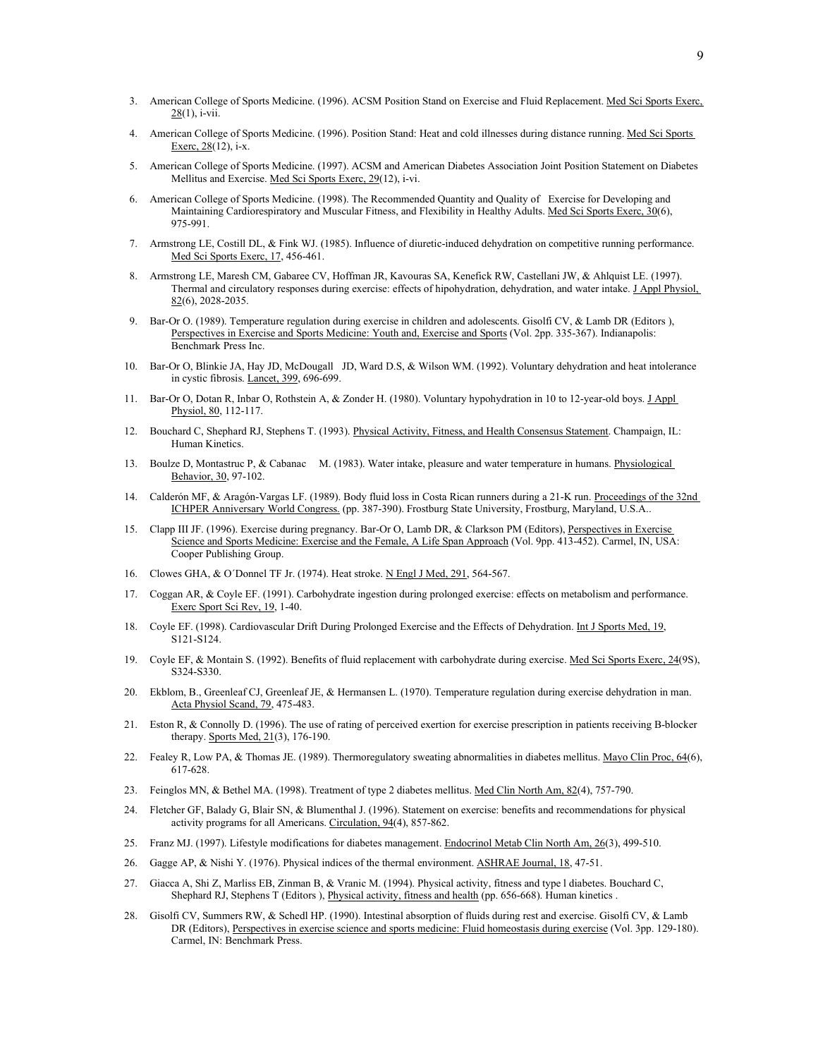3. American College of Sports Medicine. (1996). ACSM Position Stand on Exercise and Fluid Replacement. Med Sci Sports Exerc, 28(1), i-vii.

4. American College of Sports Medicine. (1996). Position Stand: Heat and cold illnesses during distance running. Med Sci Sports Exerc, 28(12), i-x.

5. American College of Sports Medicine. (1997). ACSM and American Diabetes Association Joint Position Statement on Diabetes Mellitus and Exercise. Med Sci Sports Exerc, 29(12), i-vi.

6. American College of Sports Medicine. (1998). The Recommended Quantity and Quality of Exercise for Developing and Maintaining Cardiorespiratory and Muscular Fitness, and Flexibility in Healthy Adults. Med Sci Sports Exerc, 30(6), 975-991.

7. Armstrong LE, Costill DL, & Fink WJ. (1985). Influence of diuretic-induced dehydration on competitive running performance. Med Sci Sports Exerc, 17, 456-461.

8. Armstrong LE, Maresh CM, Gabaree CV, Hoffman JR, Kavouras SA, Kenefick RW, Castellani JW, & Ahlquist LE. (1997). Thermal and circulatory responses during exercise: effects of hipohydration, dehydration, and water intake. J Appl Physiol, 82(6), 2028-2035.

9. Bar-Or O. (1989). Temperature regulation during exercise in children and adolescents. Gisolfi CV, & Lamb DR (Editors ), Perspectives in Exercise and Sports Medicine: Youth and, Exercise and Sports (Vol. 2pp. 335-367). Indianapolis: Benchmark Press Inc.

10. Bar-Or O, Blinkie JA, Hay JD, McDougall JD, Ward D.S, & Wilson WM. (1992). Voluntary dehydration and heat intolerance in cystic fibrosis. Lancet, 399, 696-699.

11. Bar-Or O, Dotan R, Inbar O, Rothstein A, & Zonder H. (1980). Voluntary hypohydration in 10 to 12-year-old boys. J Appl Physiol, 80, 112-117.

12. Bouchard C, Shephard RJ, Stephens T. (1993). Physical Activity, Fitness, and Health Consensus Statement. Champaign, IL: Human Kinetics.

13. Boulze D, Montastruc P, & Cabanac M. (1983). Water intake, pleasure and water temperature in humans. Physiological Behavior, 30, 97-102.

14. Calderón MF, & Aragón-Vargas LF. (1989). Body fluid loss in Costa Rican runners during a 21-K run. Proceedings of the 32nd ICHPER Anniversary World Congress. (pp. 387-390). Frostburg State University, Frostburg, Maryland, U.S.A..

15. Clapp III JF. (1996). Exercise during pregnancy. Bar-Or O, Lamb DR, & Clarkson PM (Editors), Perspectives in Exercise Science and Sports Medicine: Exercise and the Female, A Life Span Approach (Vol. 9pp. 413-452). Carmel, IN, USA: Cooper Publishing Group.

16. Clowes GHA, & O´Donnel TF Jr. (1974). Heat stroke. N Engl J Med, 291, 564-567.

17. Coggan AR, & Coyle EF. (1991). Carbohydrate ingestion during prolonged exercise: effects on metabolism and performance. Exerc Sport Sci Rev, 19, 1-40.

18. Coyle EF. (1998). Cardiovascular Drift During Prolonged Exercise and the Effects of Dehydration. Int J Sports Med, 19, S121-S124.

19. Coyle EF, & Montain S. (1992). Benefits of fluid replacement with carbohydrate during exercise. Med Sci Sports Exerc, 24(9S), S324-S330.

20. Ekblom, B., Greenleaf CJ, Greenleaf JE, & Hermansen L. (1970). Temperature regulation during exercise dehydration in man. Acta Physiol Scand, 79, 475-483.

21. Eston R, & Connolly D. (1996). The use of rating of perceived exertion for exercise prescription in patients receiving B-blocker therapy. Sports Med, 21(3), 176-190.

22. Fealey R, Low PA, & Thomas JE. (1989). Thermoregulatory sweating abnormalities in diabetes mellitus. Mayo Clin Proc, 64(6), 617-628.

23. Feinglos MN, & Bethel MA. (1998). Treatment of type 2 diabetes mellitus. Med Clin North Am, 82(4), 757-790.

24. Fletcher GF, Balady G, Blair SN, & Blumenthal J. (1996). Statement on exercise: benefits and recommendations for physical activity programs for all Americans. Circulation, 94(4), 857-862.

25. Franz MJ. (1997). Lifestyle modifications for diabetes management. Endocrinol Metab Clin North Am, 26(3), 499-510.

26. Gagge AP, & Nishi Y. (1976). Physical indices of the thermal environment. ASHRAE Journal, 18, 47-51.

27. Giacca A, Shi Z, Marliss EB, Zinman B, & Vranic M. (1994). Physical activity, fitness and type l diabetes. Bouchard C, Shephard RJ, Stephens T (Editors ), Physical activity, fitness and health (pp. 656-668). Human kinetics .

28. Gisolfi CV, Summers RW, & Schedl HP. (1990). Intestinal absorption of fluids during rest and exercise. Gisolfi CV, & Lamb DR (Editors), Perspectives in exercise science and sports medicine: Fluid homeostasis during exercise (Vol. 3pp. 129-180). Carmel, IN: Benchmark Press.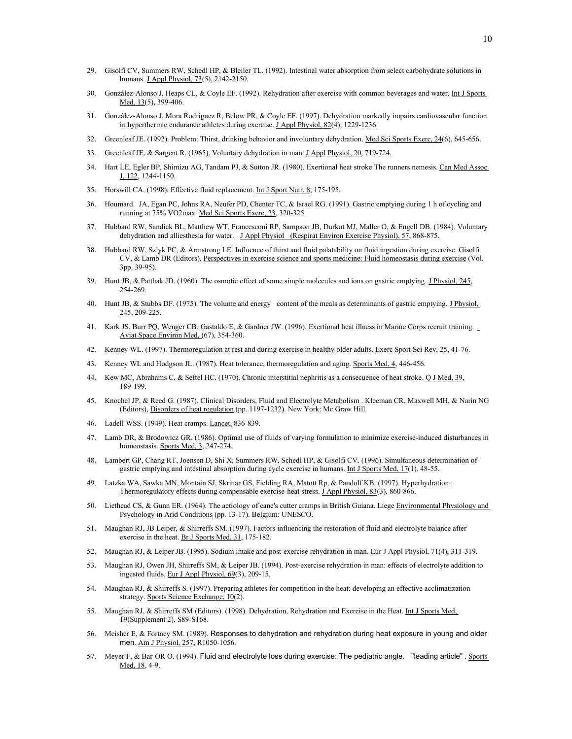29. Gisolfi CV, Summers RW, Schedl HP, & Bleiler TL. (1992). Intestinal water absorption from select carbohydrate solutions in humans. J Appl Physiol, 73(5), 2142-2150.

30. González-Alonso J, Heaps CL, & Coyle EF. (1992). Rehydration after exercise with common beverages and water. Int J Sports Med, 13(5), 399-406.

31. González-Alonso J, Mora Rodríguez R, Below PR, & Coyle EF. (1997). Dehydration markedly impairs cardiovascular function in hyperthermic endurance athletes during exercise. J Appl Physiol, 82(4), 1229-1236.

32. Greenleaf JE. (1992). Problem: Thirst, drinking behavior and involuntary dehydration. Med Sci Sports Exerc, 24(6), 645-656.

33. Greenleaf JE, & Sargent R. (1965). Voluntary dehydration in man. J Appl Physiol, 20, 719-724.

34. Hart LE, Egler BP, Shimizu AG, Tandam PJ, & Sutton JR. (1980). Exertional heat stroke:The runners nemesis. Can Med Assoc J, 122, 1244-1150.

35. Horswill CA. (1998). Effective fluid replacement. Int J Sport Nutr, 8, 175-195.

36. Houmard JA, Egan PC, Johns RA, Neufer PD, Chenter TC, & Israel RG. (1991). Gastric emptying during 1 h of cycling and running at 75% VO2max. Med Sci Sports Exerc, 23, 320-325.

37. Hubbard RW, Sandick BL, Matthew WT, Francesconi RP, Sampson JB, Durkot MJ, Maller O, & Engell DB. (1984). Voluntary dehydration and alliesthesia for water. J Appl Physiol (Respirat Environ Exercise Physiol), 57, 868-875.

38. Hubbard RW, Szlyk PC, & Armstrong LE. Influence of thirst and fluid palatability on fluid ingestion during exercise. Gisolfi CV, & Lamb DR (Editors), Perspectives in exercise science and sports medicine: Fluid homeostasis during exercise (Vol. 3pp. 39-95).

39. Hunt JB, & Patthak JD. (1960). The osmotic effect of some simple molecules and ions on gastric emptying. J Physiol, 245, 254-269.

40. Hunt JB, & Stubbs DF. (1975). The volume and energy content of the meals as determinants of gastric emptying. J Physiol, 245, 209-225.

41. Kark JS, Burr PQ, Wenger CB, Gastaldo E, & Gardner JW. (1996). Exertional heat illness in Marine Corps recruit training. Aviat Space Environ Med, (67), 354-360.

42. Kenney WL. (1997). Thermoregulation at rest and during exercise in healthy older adults. Exerc Sport Sci Rev, 25, 41-76.

43. Kenney WL and Hodgson JL. (1987). Heat tolerance, thermoregulation and aging. Sports Med, 4, 446-456.

44. Kew MC, Abrahams C, & Seftel HC. (1970). Chronic interstitial nephritis as a consecuence of heat stroke. Q J Med, 39, 189-199.

45. Knochel JP, & Reed G. (1987). Clinical Disorders, Fluid and Electrolyte Metabolism . Kleeman CR, Maxwell MH, & Narin NG (Editors), Disorders of heat regulation (pp. 1197-1232). New York: Mc Graw Hill.

46. Ladell WSS. (1949). Heat cramps. Lancet, 836-839.

47. Lamb DR, & Brodowicz GR. (1986). Optimal use of fluids of varying formulation to minimize exercise-induced disturbances in homeostasis. Sports Med, 3, 247-274.

48. Lambert GP, Chang RT, Joensen D, Shi X, Summers RW, Schedl HP, & Gisolfi CV. (1996). Simultaneous determination of gastric emptying and intestinal absorption during cycle exercise in humans. Int J Sports Med, 17(1), 48-55.

49. Latzka WA, Sawka MN, Montain SJ, Skrinar GS, Fielding RA, Matott Rp, & Pandolf KB. (1997). Hyperhydration: Thermoregulatory effects during compensable exercise-heat stress. J Appl Physiol, 83(3), 860-866.

50. Liethead CS, & Gunn ER. (1964). The aetiology of cane's cutter cramps in British Guiana. Liege Environmental Physiology and Psychology in Arid Conditions (pp. 13-17). Belgium: UNESCO.

51. Maughan RJ, JB Leiper, & Shirreffs SM. (1997). Factors influencing the restoration of fluid and electrolyte balance after exercise in the heat. Br J Sports Med, 31, 175-182.

52. Maughan RJ, & Leiper JB. (1995). Sodium intake and post-exercise rehydration in man. Eur J Appl Physiol, 71(4), 311-319.

53. Maughan RJ, Owen JH, Shirreffs SM, & Leiper JB. (1994). Post-exercise rehydration in man: effects of electrolyte addition to ingested fluids. Eur J Appl Physiol, 69(3), 209-15.

54. Maughan RJ, & Shirreffs S. (1997). Preparing athletes for competition in the heat: developing an effective acclimatization strategy. Sports Science Exchange, 10(2).

55. Maughan RJ, & Shirreffs SM (Editors). (1998). Dehydration, Rehydration and Exercise in the Heat. Int J Sports Med, 19(Supplement 2), S89-S168.

56. Meisher E, & Fortney SM. (1989). Responses to dehydration and rehydration during heat exposure in young and older men. Am J Physiol, 257, R1050-1056.

57. Meyer F, & Bar-OR O. (1994). Fluid and electrolyte loss during exercise: The pediatric angle. "leading article" . Sports Med, 18, 4-9.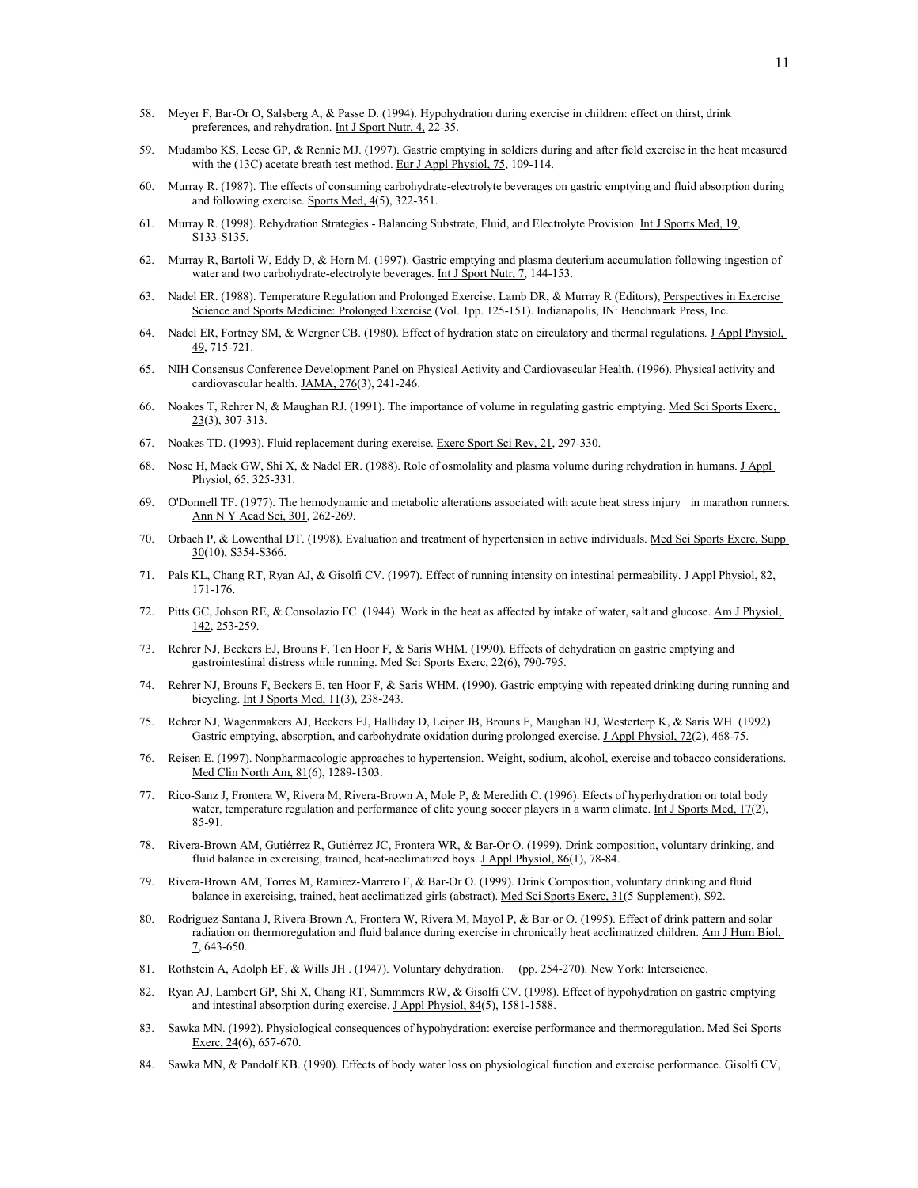58. Meyer F, Bar-Or O, Salsberg A, & Passe D. (1994). Hypohydration during exercise in children: effect on thirst, drink preferences, and rehydration. Int J Sport Nutr, 4, 22-35.

59. Mudambo KS, Leese GP, & Rennie MJ. (1997). Gastric emptying in soldiers during and after field exercise in the heat measured with the (13C) acetate breath test method. Eur J Appl Physiol, 75, 109-114.

60. Murray R. (1987). The effects of consuming carbohydrate-electrolyte beverages on gastric emptying and fluid absorption during and following exercise. Sports Med, 4(5), 322-351.

61. Murray R. (1998). Rehydration Strategies - Balancing Substrate, Fluid, and Electrolyte Provision. Int J Sports Med, 19, S133-S135.

62. Murray R, Bartoli W, Eddy D, & Horn M. (1997). Gastric emptying and plasma deuterium accumulation following ingestion of water and two carbohydrate-electrolyte beverages. Int J Sport Nutr, 7, 144-153.

63. Nadel ER. (1988). Temperature Regulation and Prolonged Exercise. Lamb DR, & Murray R (Editors), Perspectives in Exercise Science and Sports Medicine: Prolonged Exercise (Vol. 1pp. 125-151). Indianapolis, IN: Benchmark Press, Inc.

64. Nadel ER, Fortney SM, & Wergner CB. (1980). Effect of hydration state on circulatory and thermal regulations. J Appl Physiol, 49, 715-721.

65. NIH Consensus Conference Development Panel on Physical Activity and Cardiovascular Health. (1996). Physical activity and cardiovascular health. JAMA, 276(3), 241-246.

66. Noakes T, Rehrer N, & Maughan RJ. (1991). The importance of volume in regulating gastric emptying. Med Sci Sports Exerc, 23(3), 307-313.

67. Noakes TD. (1993). Fluid replacement during exercise. Exerc Sport Sci Rev, 21, 297-330.

68. Nose H, Mack GW, Shi X, & Nadel ER. (1988). Role of osmolality and plasma volume during rehydration in humans. J Appl Physiol, 65, 325-331.

69. O'Donnell TF. (1977). The hemodynamic and metabolic alterations associated with acute heat stress injury in marathon runners. Ann N Y Acad Sci, 301, 262-269.

70. Orbach P, & Lowenthal DT. (1998). Evaluation and treatment of hypertension in active individuals. Med Sci Sports Exerc, Supp 30(10), S354-S366.

71. Pals KL, Chang RT, Ryan AJ, & Gisolfi CV. (1997). Effect of running intensity on intestinal permeability. J Appl Physiol, 82, 171-176.

72. Pitts GC, Johson RE, & Consolazio FC. (1944). Work in the heat as affected by intake of water, salt and glucose. Am J Physiol, 142, 253-259.

73. Rehrer NJ, Beckers EJ, Brouns F, Ten Hoor F, & Saris WHM. (1990). Effects of dehydration on gastric emptying and gastrointestinal distress while running. Med Sci Sports Exerc, 22(6), 790-795.

74. Rehrer NJ, Brouns F, Beckers E, ten Hoor F, & Saris WHM. (1990). Gastric emptying with repeated drinking during running and bicycling. Int J Sports Med, 11(3), 238-243.

75. Rehrer NJ, Wagenmakers AJ, Beckers EJ, Halliday D, Leiper JB, Brouns F, Maughan RJ, Westerterp K, & Saris WH. (1992). Gastric emptying, absorption, and carbohydrate oxidation during prolonged exercise. J Appl Physiol, 72(2), 468-75.

76. Reisen E. (1997). Nonpharmacologic approaches to hypertension. Weight, sodium, alcohol, exercise and tobacco considerations. Med Clin North Am, 81(6), 1289-1303.

77. Rico-Sanz J, Frontera W, Rivera M, Rivera-Brown A, Mole P, & Meredith C. (1996). Efects of hyperhydration on total body water, temperature regulation and performance of elite young soccer players in a warm climate. Int J Sports Med, 17(2), 85-91.

78. Rivera-Brown AM, Gutiérrez R, Gutiérrez JC, Frontera WR, & Bar-Or O. (1999). Drink composition, voluntary drinking, and fluid balance in exercising, trained, heat-acclimatized boys. J Appl Physiol, 86(1), 78-84.

79. Rivera-Brown AM, Torres M, Ramirez-Marrero F, & Bar-Or O. (1999). Drink Composition, voluntary drinking and fluid balance in exercising, trained, heat acclimatized girls (abstract). Med Sci Sports Exerc, 31(5 Supplement), S92.

80. Rodriguez-Santana J, Rivera-Brown A, Frontera W, Rivera M, Mayol P, & Bar-or O. (1995). Effect of drink pattern and solar radiation on thermoregulation and fluid balance during exercise in chronically heat acclimatized children. Am J Hum Biol, 7, 643-650.

81. Rothstein A, Adolph EF, & Wills JH . (1947). Voluntary dehydration. (pp. 254-270). New York: Interscience.

82. Ryan AJ, Lambert GP, Shi X, Chang RT, Summmers RW, & Gisolfi CV. (1998). Effect of hypohydration on gastric emptying and intestinal absorption during exercise. J Appl Physiol, 84(5), 1581-1588.

83. Sawka MN. (1992). Physiological consequences of hypohydration: exercise performance and thermoregulation. Med Sci Sports Exerc, 24(6), 657-670.

84. Sawka MN, & Pandolf KB. (1990). Effects of body water loss on physiological function and exercise performance. Gisolfi CV,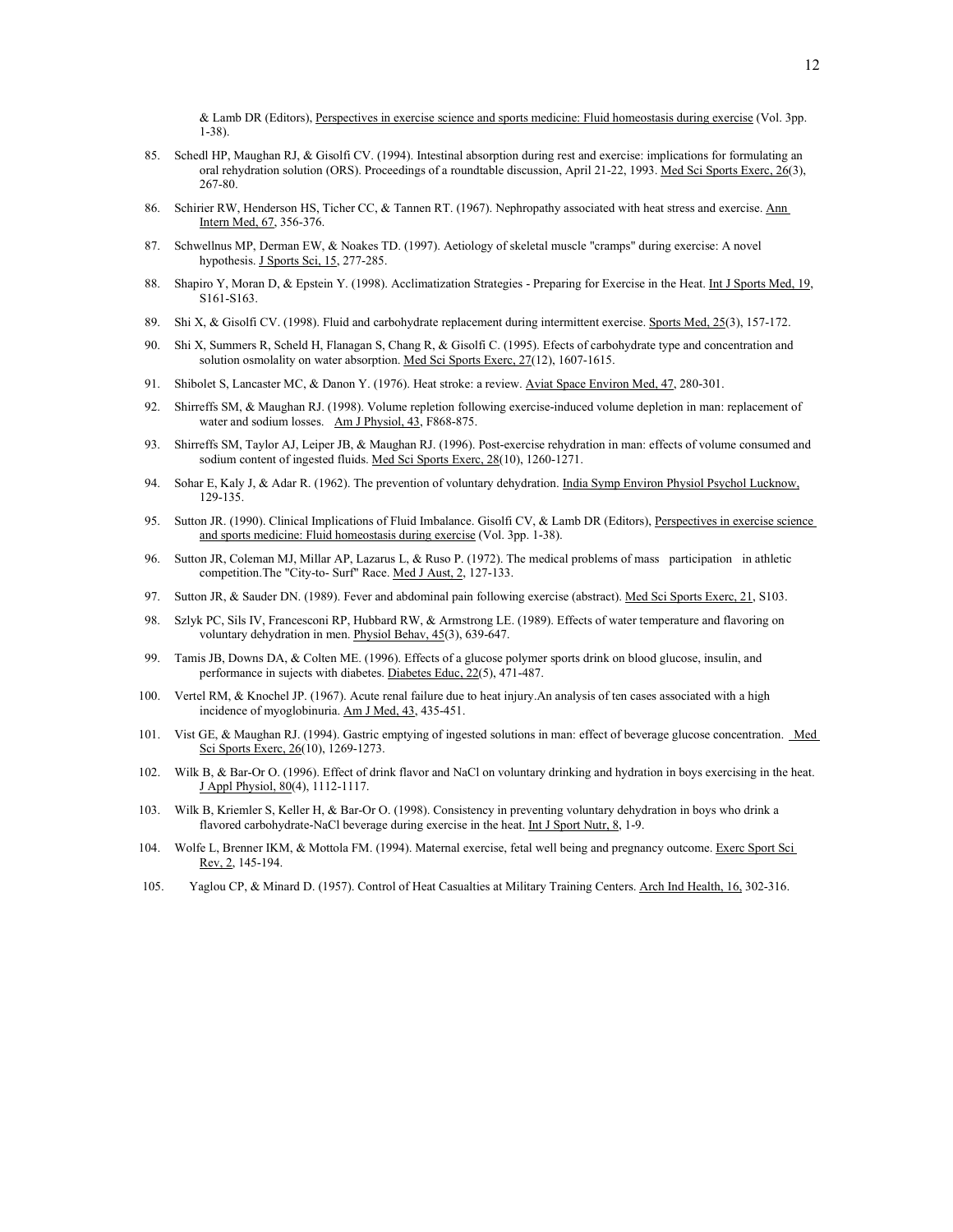& Lamb DR (Editors), Perspectives in exercise science and sports medicine: Fluid homeostasis during exercise (Vol. 3pp. 1-38).

85. Schedl HP, Maughan RJ, & Gisolfi CV. (1994). Intestinal absorption during rest and exercise: implications for formulating an oral rehydration solution (ORS). Proceedings of a roundtable discussion, April 21-22, 1993. Med Sci Sports Exerc, 26(3), 267-80.

86. Schirier RW, Henderson HS, Ticher CC, & Tannen RT. (1967). Nephropathy associated with heat stress and exercise. Ann Intern Med, 67, 356-376.

87. Schwellnus MP, Derman EW, & Noakes TD. (1997). Aetiology of skeletal muscle "cramps" during exercise: A novel hypothesis. J Sports Sci, 15, 277-285.

88. Shapiro Y, Moran D, & Epstein Y. (1998). Acclimatization Strategies - Preparing for Exercise in the Heat. Int J Sports Med, 19, S161-S163.

89. Shi X, & Gisolfi CV. (1998). Fluid and carbohydrate replacement during intermittent exercise. Sports Med, 25(3), 157-172.

90. Shi X, Summers R, Scheld H, Flanagan S, Chang R, & Gisolfi C. (1995). Efects of carbohydrate type and concentration and solution osmolality on water absorption. Med Sci Sports Exerc, 27(12), 1607-1615.

91. Shibolet S, Lancaster MC, & Danon Y. (1976). Heat stroke: a review. Aviat Space Environ Med, 47, 280-301.

92. Shirreffs SM, & Maughan RJ. (1998). Volume repletion following exercise-induced volume depletion in man: replacement of water and sodium losses. Am J Physiol, 43, F868-875.

93. Shirreffs SM, Taylor AJ, Leiper JB, & Maughan RJ. (1996). Post-exercise rehydration in man: effects of volume consumed and sodium content of ingested fluids. Med Sci Sports Exerc, 28(10), 1260-1271.

94. Sohar E, Kaly J, & Adar R. (1962). The prevention of voluntary dehydration. India Symp Environ Physiol Psychol Lucknow, 129-135.

95. Sutton JR. (1990). Clinical Implications of Fluid Imbalance. Gisolfi CV, & Lamb DR (Editors), Perspectives in exercise science and sports medicine: Fluid homeostasis during exercise (Vol. 3pp. 1-38).

96. Sutton JR, Coleman MJ, Millar AP, Lazarus L, & Ruso P. (1972). The medical problems of mass participation in athletic competition.The "City-to- Surf" Race. Med J Aust, 2, 127-133.

97. Sutton JR, & Sauder DN. (1989). Fever and abdominal pain following exercise (abstract). Med Sci Sports Exerc, 21, S103.

98. Szlyk PC, Sils IV, Francesconi RP, Hubbard RW, & Armstrong LE. (1989). Effects of water temperature and flavoring on voluntary dehydration in men. Physiol Behav, 45(3), 639-647.

99. Tamis JB, Downs DA, & Colten ME. (1996). Effects of a glucose polymer sports drink on blood glucose, insulin, and performance in sujects with diabetes. Diabetes Educ, 22(5), 471-487.

100. Vertel RM, & Knochel JP. (1967). Acute renal failure due to heat injury.An analysis of ten cases associated with a high incidence of myoglobinuria. Am J Med, 43, 435-451.

101. Vist GE, & Maughan RJ. (1994). Gastric emptying of ingested solutions in man: effect of beverage glucose concentration. Med Sci Sports Exerc, 26(10), 1269-1273.

102. Wilk B, & Bar-Or O. (1996). Effect of drink flavor and NaCl on voluntary drinking and hydration in boys exercising in the heat. J Appl Physiol, 80(4), 1112-1117.

103. Wilk B, Kriemler S, Keller H, & Bar-Or O. (1998). Consistency in preventing voluntary dehydration in boys who drink a flavored carbohydrate-NaCl beverage during exercise in the heat. Int J Sport Nutr, 8, 1-9.

104. Wolfe L, Brenner IKM, & Mottola FM. (1994). Maternal exercise, fetal well being and pregnancy outcome. Exerc Sport Sci Rev, 2, 145-194.

105. Yaglou CP, & Minard D. (1957). Control of Heat Casualties at Military Training Centers. Arch Ind Health, 16, 302-316.